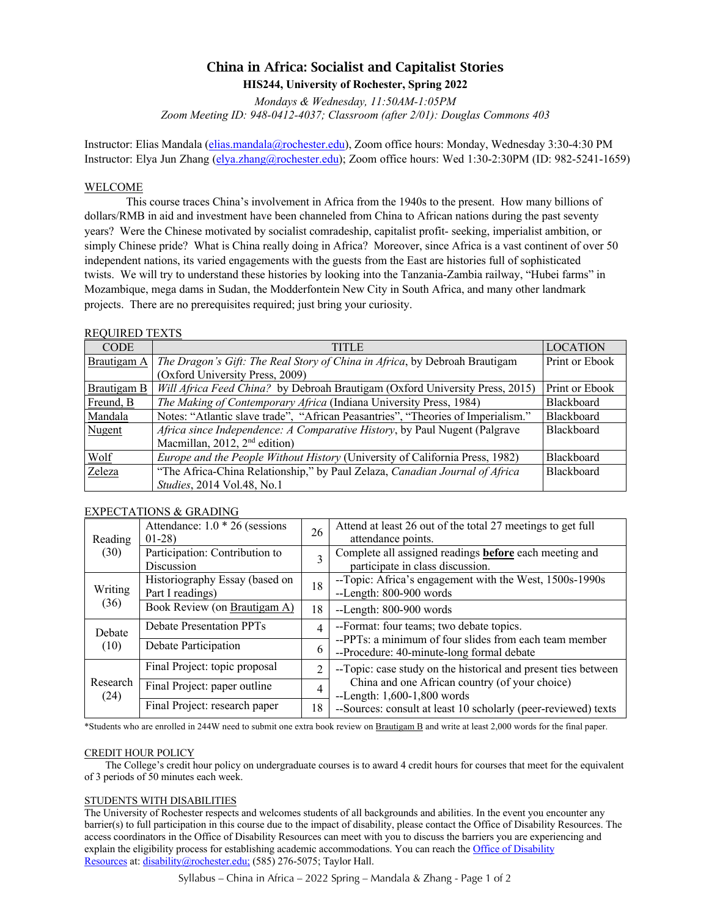# China in Africa: Socialist and Capitalist Stories

**HIS244, University of Rochester, Spring 2022**

*Mondays & Wednesday, 11:50AM-1:05PM*
*Zoom Meeting ID: 948-0412-4037; Classroom (after 2/01): Douglas Commons 403*

Instructor: Elias Mandala (elias.mandala@rochester.edu), Zoom office hours: Monday, Wednesday 3:30-4:30 PM
Instructor: Elya Jun Zhang (elya.zhang@rochester.edu); Zoom office hours: Wed 1:30-2:30PM (ID: 982-5241-1659)

## WELCOME

This course traces China's involvement in Africa from the 1940s to the present. How many billions of dollars/RMB in aid and investment have been channeled from China to African nations during the past seventy years? Were the Chinese motivated by socialist comradeship, capitalist profit- seeking, imperialist ambition, or simply Chinese pride? What is China really doing in Africa? Moreover, since Africa is a vast continent of over 50 independent nations, its varied engagements with the guests from the East are histories full of sophisticated twists. We will try to understand these histories by looking into the Tanzania-Zambia railway, "Hubei farms" in Mozambique, mega dams in Sudan, the Modderfontein New City in South Africa, and many other landmark projects. There are no prerequisites required; just bring your curiosity.

## REQUIRED TEXTS

| CODE | TITLE | LOCATION |
|---|---|---|
| Brautigam A | *The Dragon's Gift: The Real Story of China in Africa*, by Debroah Brautigam (Oxford University Press, 2009) | Print or Ebook |
| Brautigam B | *Will Africa Feed China?* by Debroah Brautigam (Oxford University Press, 2015) | Print or Ebook |
| Freund, B | *The Making of Contemporary Africa* (Indiana University Press, 1984) | Blackboard |
| Mandala | Notes: "Atlantic slave trade", "African Peasantries", "Theories of Imperialism." | Blackboard |
| Nugent | *Africa since Independence: A Comparative History*, by Paul Nugent (Palgrave Macmillan, 2012, 2nd edition) | Blackboard |
| Wolf | *Europe and the People Without History* (University of California Press, 1982) | Blackboard |
| Zeleza | "The Africa-China Relationship," by Paul Zelaza, *Canadian Journal of Africa Studies*, 2014 Vol.48, No.1 | Blackboard |

## EXPECTATIONS & GRADING

| | | | |
|---|---|---|---|
| Reading (30) | Attendance: 1.0 * 26 (sessions 01-28) | 26 | Attend at least 26 out of the total 27 meetings to get full attendance points. |
| | Participation: Contribution to Discussion | 3 | Complete all assigned readings **before** each meeting and participate in class discussion. |
| Writing (36) | Historiography Essay (based on Part I readings) | 18 | --Topic: Africa's engagement with the West, 1500s-1990s<br>--Length: 800-900 words |
| | Book Review (on Brautigam A) | 18 | --Length: 800-900 words |
| Debate (10) | Debate Presentation PPTs | 4 | --Format: four teams; two debate topics.<br>--PPTs: a minimum of four slides from each team member<br>--Procedure: 40-minute-long formal debate |
| | Debate Participation | 6 | |
| Research (24) | Final Project: topic proposal | 2 | --Topic: case study on the historical and present ties between China and one African country (of your choice)<br>--Length: 1,600-1,800 words<br>--Sources: consult at least 10 scholarly (peer-reviewed) texts |
| | Final Project: paper outline | 4 | |
| | Final Project: research paper | 18 | |

*Students who are enrolled in 244W need to submit one extra book review on Brautigam B and write at least 2,000 words for the final paper.

## CREDIT HOUR POLICY

The College's credit hour policy on undergraduate courses is to award 4 credit hours for courses that meet for the equivalent of 3 periods of 50 minutes each week.

## STUDENTS WITH DISABILITIES

The University of Rochester respects and welcomes students of all backgrounds and abilities. In the event you encounter any barrier(s) to full participation in this course due to the impact of disability, please contact the Office of Disability Resources. The access coordinators in the Office of Disability Resources can meet with you to discuss the barriers you are experiencing and explain the eligibility process for establishing academic accommodations. You can reach the Office of Disability Resources at: disability@rochester.edu; (585) 276-5075; Taylor Hall.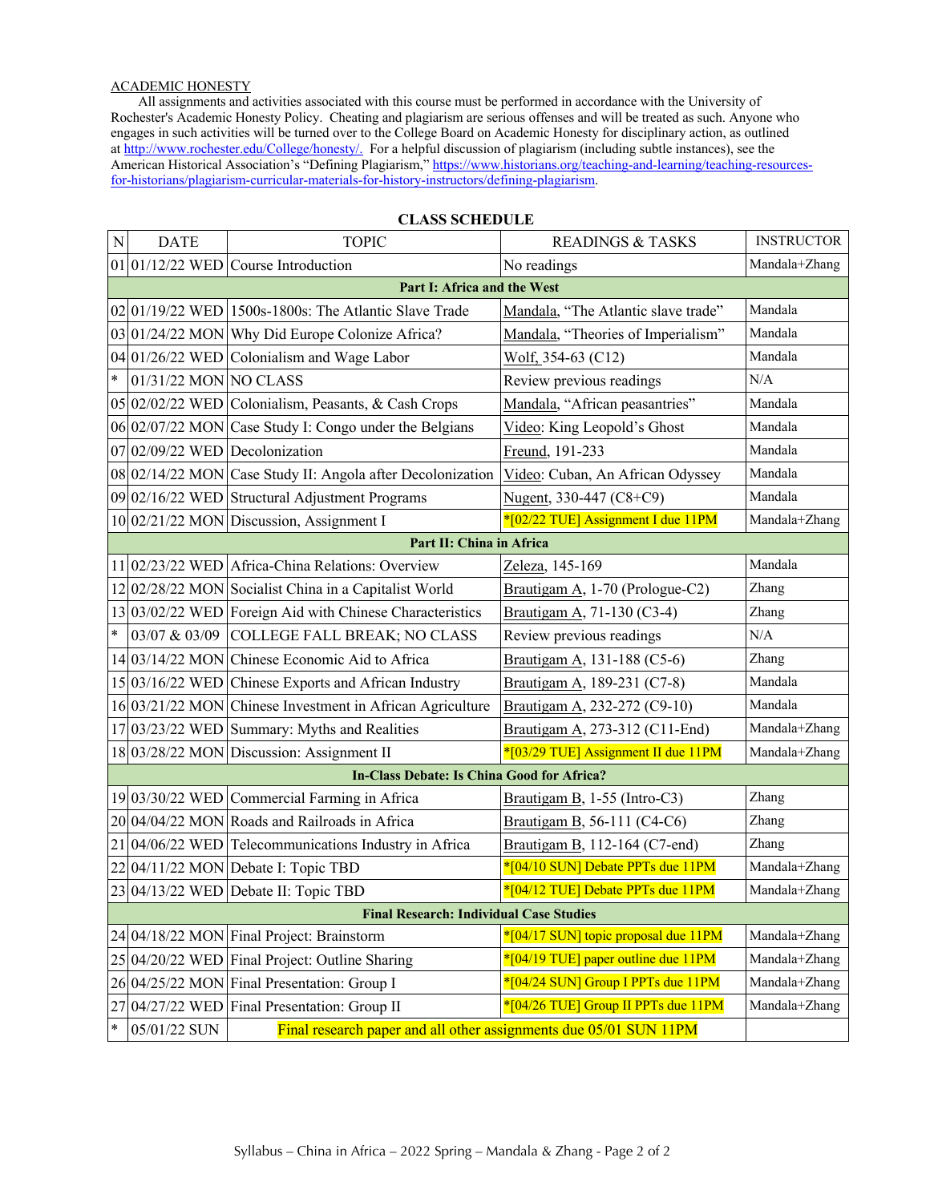ACADEMIC HONESTY

All assignments and activities associated with this course must be performed in accordance with the University of Rochester's Academic Honesty Policy. Cheating and plagiarism are serious offenses and will be treated as such. Anyone who engages in such activities will be turned over to the College Board on Academic Honesty for disciplinary action, as outlined at http://www.rochester.edu/College/honesty/. For a helpful discussion of plagiarism (including subtle instances), see the American Historical Association's "Defining Plagiarism," https://www.historians.org/teaching-and-learning/teaching-resources-for-historians/plagiarism-curricular-materials-for-history-instructors/defining-plagiarism.

**CLASS SCHEDULE**

| N | DATE | TOPIC | READINGS & TASKS | INSTRUCTOR |
|---|---|---|---|---|
| 01 | 01/12/22 WED | Course Introduction | No readings | Mandala+Zhang |
| | | **Part I: Africa and the West** | | |
| 02 | 01/19/22 WED | 1500s-1800s: The Atlantic Slave Trade | Mandala, "The Atlantic slave trade" | Mandala |
| 03 | 01/24/22 MON | Why Did Europe Colonize Africa? | Mandala, "Theories of Imperialism" | Mandala |
| 04 | 01/26/22 WED | Colonialism and Wage Labor | Wolf, 354-63 (C12) | Mandala |
| * | 01/31/22 MON | NO CLASS | Review previous readings | N/A |
| 05 | 02/02/22 WED | Colonialism, Peasants, & Cash Crops | Mandala, "African peasantries" | Mandala |
| 06 | 02/07/22 MON | Case Study I: Congo under the Belgians | Video: King Leopold's Ghost | Mandala |
| 07 | 02/09/22 WED | Decolonization | Freund, 191-233 | Mandala |
| 08 | 02/14/22 MON | Case Study II: Angola after Decolonization | Video: Cuban, An African Odyssey | Mandala |
| 09 | 02/16/22 WED | Structural Adjustment Programs | Nugent, 330-447 (C8+C9) | Mandala |
| 10 | 02/21/22 MON | Discussion, Assignment I | *[02/22 TUE] Assignment I due 11PM | Mandala+Zhang |
| | | **Part II: China in Africa** | | |
| 11 | 02/23/22 WED | Africa-China Relations: Overview | Zeleza, 145-169 | Mandala |
| 12 | 02/28/22 MON | Socialist China in a Capitalist World | Brautigam A, 1-70 (Prologue-C2) | Zhang |
| 13 | 03/02/22 WED | Foreign Aid with Chinese Characteristics | Brautigam A, 71-130 (C3-4) | Zhang |
| * | 03/07 & 03/09 | COLLEGE FALL BREAK; NO CLASS | Review previous readings | N/A |
| 14 | 03/14/22 MON | Chinese Economic Aid to Africa | Brautigam A, 131-188 (C5-6) | Zhang |
| 15 | 03/16/22 WED | Chinese Exports and African Industry | Brautigam A, 189-231 (C7-8) | Mandala |
| 16 | 03/21/22 MON | Chinese Investment in African Agriculture | Brautigam A, 232-272 (C9-10) | Mandala |
| 17 | 03/23/22 WED | Summary: Myths and Realities | Brautigam A, 273-312 (C11-End) | Mandala+Zhang |
| 18 | 03/28/22 MON | Discussion: Assignment II | *[03/29 TUE] Assignment II due 11PM | Mandala+Zhang |
| | | **In-Class Debate: Is China Good for Africa?** | | |
| 19 | 03/30/22 WED | Commercial Farming in Africa | Brautigam B, 1-55 (Intro-C3) | Zhang |
| 20 | 04/04/22 MON | Roads and Railroads in Africa | Brautigam B, 56-111 (C4-C6) | Zhang |
| 21 | 04/06/22 WED | Telecommunications Industry in Africa | Brautigam B, 112-164 (C7-end) | Zhang |
| 22 | 04/11/22 MON | Debate I: Topic TBD | *[04/10 SUN] Debate PPTs due 11PM | Mandala+Zhang |
| 23 | 04/13/22 WED | Debate II: Topic TBD | *[04/12 TUE] Debate PPTs due 11PM | Mandala+Zhang |
| | | **Final Research: Individual Case Studies** | | |
| 24 | 04/18/22 MON | Final Project: Brainstorm | *[04/17 SUN] topic proposal due 11PM | Mandala+Zhang |
| 25 | 04/20/22 WED | Final Project: Outline Sharing | *[04/19 TUE] paper outline due 11PM | Mandala+Zhang |
| 26 | 04/25/22 MON | Final Presentation: Group I | *[04/24 SUN] Group I PPTs due 11PM | Mandala+Zhang |
| 27 | 04/27/22 WED | Final Presentation: Group II | *[04/26 TUE] Group II PPTs due 11PM | Mandala+Zhang |
| * | 05/01/22 SUN | Final research paper and all other assignments due 05/01 SUN 11PM | | |